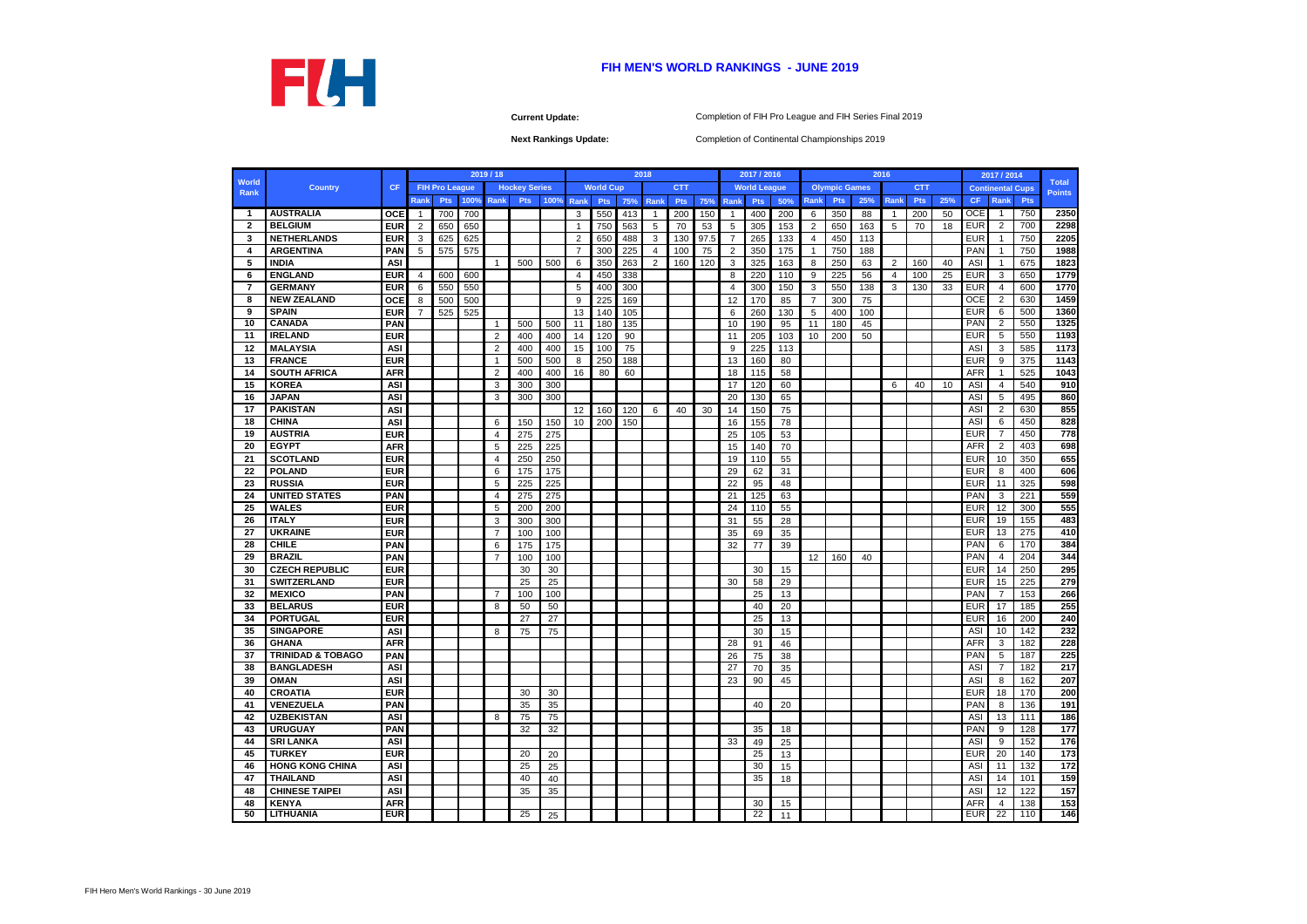# FIH MEN'S WORLD RANKINGS - JUNE 2019

**Current Update:** Completion of FIH Pro League and FIH Series Final 2019

**Next Rankings Update:** Completion of Continental Championships 2019

| World Rank | Country | CF | 2019 / 18 | | | | | | 2018 | | | | | | 2017 / 2016 | | | 2016 | | | | | | 2017 / 2014 | | | Total Points |
|---|---|---|---|---|---|---|---|---|---|---|---|---|---|---|---|---|---|---|---|---|---|---|---|---|---|---|---|
| | | | FIH Pro League | | | Hockey Series | | | World Cup | | | CTT | | | World League | | | Olympic Games | | | CTT | | | Continental Cups | | | |
| | | | Rank | Pts | 100% | Rank | Pts | 100% | Rank | Pts | 75% | Rank | Pts | 75% | Rank | Pts | 50% | Rank | Pts | 25% | Rank | Pts | 25% | CF | Rank | Pts | |
| 1 | AUSTRALIA | OCE | 1 | 700 | 700 | | | | 3 | 550 | 413 | 1 | 200 | 150 | 1 | 400 | 200 | 6 | 350 | 88 | 1 | 200 | 50 | OCE | 1 | 750 | 2350 |
| 2 | BELGIUM | EUR | 2 | 650 | 650 | | | | 1 | 750 | 563 | 5 | 70 | 53 | 5 | 305 | 153 | 2 | 650 | 163 | 5 | 70 | 18 | EUR | 2 | 700 | 2298 |
| 3 | NETHERLANDS | EUR | 3 | 625 | 625 | | | | 2 | 650 | 488 | 3 | 130 | 97.5 | 7 | 265 | 133 | 4 | 450 | 113 | | | | EUR | 1 | 750 | 2205 |
| 4 | ARGENTINA | PAN | 5 | 575 | 575 | | | | 7 | 300 | 225 | 4 | 100 | 75 | 2 | 350 | 175 | 1 | 750 | 188 | | | | PAN | 1 | 750 | 1988 |
| 5 | INDIA | ASI | | | | 1 | 500 | 500 | 6 | 350 | 263 | 2 | 160 | 120 | 3 | 325 | 163 | 8 | 250 | 63 | 2 | 160 | 40 | ASI | 1 | 675 | 1823 |
| 6 | ENGLAND | EUR | 4 | 600 | 600 | | | | 4 | 450 | 338 | | | | 8 | 220 | 110 | 9 | 225 | 56 | 4 | 100 | 25 | EUR | 3 | 650 | 1779 |
| 7 | GERMANY | EUR | 6 | 550 | 550 | | | | 5 | 400 | 300 | | | | 4 | 300 | 150 | 3 | 550 | 138 | 3 | 130 | 33 | EUR | 4 | 600 | 1770 |
| 8 | NEW ZEALAND | OCE | 8 | 500 | 500 | | | | 9 | 225 | 169 | | | | 12 | 170 | 85 | 7 | 300 | 75 | | | | OCE | 2 | 630 | 1459 |
| 9 | SPAIN | EUR | 7 | 525 | 525 | | | | 13 | 140 | 105 | | | | 6 | 260 | 130 | 5 | 400 | 100 | | | | EUR | 6 | 500 | 1360 |
| 10 | CANADA | PAN | | | | 1 | 500 | 500 | 11 | 180 | 135 | | | | 10 | 190 | 95 | 11 | 180 | 45 | | | | PAN | 2 | 550 | 1325 |
| 11 | IRELAND | EUR | | | | 2 | 400 | 400 | 14 | 120 | 90 | | | | 11 | 205 | 103 | 10 | 200 | 50 | | | | EUR | 5 | 550 | 1193 |
| 12 | MALAYSIA | ASI | | | | 2 | 400 | 400 | 15 | 100 | 75 | | | | 9 | 225 | 113 | | | | | | | ASI | 3 | 585 | 1173 |
| 13 | FRANCE | EUR | | | | 1 | 500 | 500 | 8 | 250 | 188 | | | | 13 | 160 | 80 | | | | | | | EUR | 9 | 375 | 1143 |
| 14 | SOUTH AFRICA | AFR | | | | 2 | 400 | 400 | 16 | 80 | 60 | | | | 18 | 115 | 58 | | | | | | | AFR | 1 | 525 | 1043 |
| 15 | KOREA | ASI | | | | 3 | 300 | 300 | | | | | | | 17 | 120 | 60 | | | | 6 | 40 | 10 | ASI | 4 | 540 | 910 |
| 16 | JAPAN | ASI | | | | 3 | 300 | 300 | | | | | | | 20 | 130 | 65 | | | | | | | ASI | 5 | 495 | 860 |
| 17 | PAKISTAN | ASI | | | | | | | 12 | 160 | 120 | 6 | 40 | 30 | 14 | 150 | 75 | | | | | | | ASI | 2 | 630 | 855 |
| 18 | CHINA | ASI | | | | 6 | 150 | 150 | 10 | 200 | 150 | | | | 16 | 155 | 78 | | | | | | | ASI | 6 | 450 | 828 |
| 19 | AUSTRIA | EUR | | | | 4 | 275 | 275 | | | | | | | 25 | 105 | 53 | | | | | | | EUR | 7 | 450 | 778 |
| 20 | EGYPT | AFR | | | | 5 | 225 | 225 | | | | | | | 15 | 140 | 70 | | | | | | | AFR | 2 | 403 | 698 |
| 21 | SCOTLAND | EUR | | | | 4 | 250 | 250 | | | | | | | 19 | 110 | 55 | | | | | | | EUR | 10 | 350 | 655 |
| 22 | POLAND | EUR | | | | 6 | 175 | 175 | | | | | | | 29 | 62 | 31 | | | | | | | EUR | 8 | 400 | 606 |
| 23 | RUSSIA | EUR | | | | 5 | 225 | 225 | | | | | | | 22 | 95 | 48 | | | | | | | EUR | 11 | 325 | 598 |
| 24 | UNITED STATES | PAN | | | | 4 | 275 | 275 | | | | | | | 21 | 125 | 63 | | | | | | | PAN | 3 | 221 | 559 |
| 25 | WALES | EUR | | | | 5 | 200 | 200 | | | | | | | 24 | 110 | 55 | | | | | | | EUR | 12 | 300 | 555 |
| 26 | ITALY | EUR | | | | 3 | 300 | 300 | | | | | | | 31 | 55 | 28 | | | | | | | EUR | 19 | 155 | 483 |
| 27 | UKRAINE | EUR | | | | 7 | 100 | 100 | | | | | | | 35 | 69 | 35 | | | | | | | EUR | 13 | 275 | 410 |
| 28 | CHILE | PAN | | | | 6 | 175 | 175 | | | | | | | 32 | 77 | 39 | | | | | | | PAN | 6 | 170 | 384 |
| 29 | BRAZIL | PAN | | | | 7 | 100 | 100 | | | | | | | | | | 12 | 160 | 40 | | | | PAN | 4 | 204 | 344 |
| 30 | CZECH REPUBLIC | EUR | | | | | 30 | 30 | | | | | | | | 30 | 15 | | | | | | | EUR | 14 | 250 | 295 |
| 31 | SWITZERLAND | EUR | | | | | 25 | 25 | | | | | | | 30 | 58 | 29 | | | | | | | EUR | 15 | 225 | 279 |
| 32 | MEXICO | PAN | | | | 7 | 100 | 100 | | | | | | | | 25 | 13 | | | | | | | PAN | 7 | 153 | 266 |
| 33 | BELARUS | EUR | | | | 8 | 50 | 50 | | | | | | | | 40 | 20 | | | | | | | EUR | 17 | 185 | 255 |
| 34 | PORTUGAL | EUR | | | | | 27 | 27 | | | | | | | | 25 | 13 | | | | | | | EUR | 16 | 200 | 240 |
| 35 | SINGAPORE | ASI | | | | 8 | 75 | 75 | | | | | | | | 30 | 15 | | | | | | | ASI | 10 | 142 | 232 |
| 36 | GHANA | AFR | | | | | | | | | | | | | 28 | 91 | 46 | | | | | | | AFR | 3 | 182 | 228 |
| 37 | TRINIDAD & TOBAGO | PAN | | | | | | | | | | | | | 26 | 75 | 38 | | | | | | | PAN | 5 | 187 | 225 |
| 38 | BANGLADESH | ASI | | | | | | | | | | | | | 27 | 70 | 35 | | | | | | | ASI | 7 | 182 | 217 |
| 39 | OMAN | ASI | | | | | | | | | | | | | 23 | 90 | 45 | | | | | | | ASI | 8 | 162 | 207 |
| 40 | CROATIA | EUR | | | | | 30 | 30 | | | | | | | | | | | | | | | | EUR | 18 | 170 | 200 |
| 41 | VENEZUELA | PAN | | | | | 35 | 35 | | | | | | | | 40 | 20 | | | | | | | PAN | 8 | 136 | 191 |
| 42 | UZBEKISTAN | ASI | | | | 8 | 75 | 75 | | | | | | | | | | | | | | | | ASI | 13 | 111 | 186 |
| 43 | URUGUAY | PAN | | | | | 32 | 32 | | | | | | | | 35 | 18 | | | | | | | PAN | 9 | 128 | 177 |
| 44 | SRI LANKA | ASI | | | | | | | | | | | | | 33 | 49 | 25 | | | | | | | ASI | 9 | 152 | 176 |
| 45 | TURKEY | EUR | | | | | 20 | 20 | | | | | | | | 25 | 13 | | | | | | | EUR | 20 | 140 | 173 |
| 46 | HONG KONG CHINA | ASI | | | | | 25 | 25 | | | | | | | | 30 | 15 | | | | | | | ASI | 11 | 132 | 172 |
| 47 | THAILAND | ASI | | | | | 40 | 40 | | | | | | | | 35 | 18 | | | | | | | ASI | 14 | 101 | 159 |
| 48 | CHINESE TAIPEI | ASI | | | | | 35 | 35 | | | | | | | | | | | | | | | | ASI | 12 | 122 | 157 |
| 48 | KENYA | AFR | | | | | | | | | | | | | | 30 | 15 | | | | | | | AFR | 4 | 138 | 153 |
| 50 | LITHUANIA | EUR | | | | | 25 | 25 | | | | | | | | 22 | 11 | | | | | | | EUR | 22 | 110 | 146 |

FIH Hero Men's World Rankings - 30 June 2019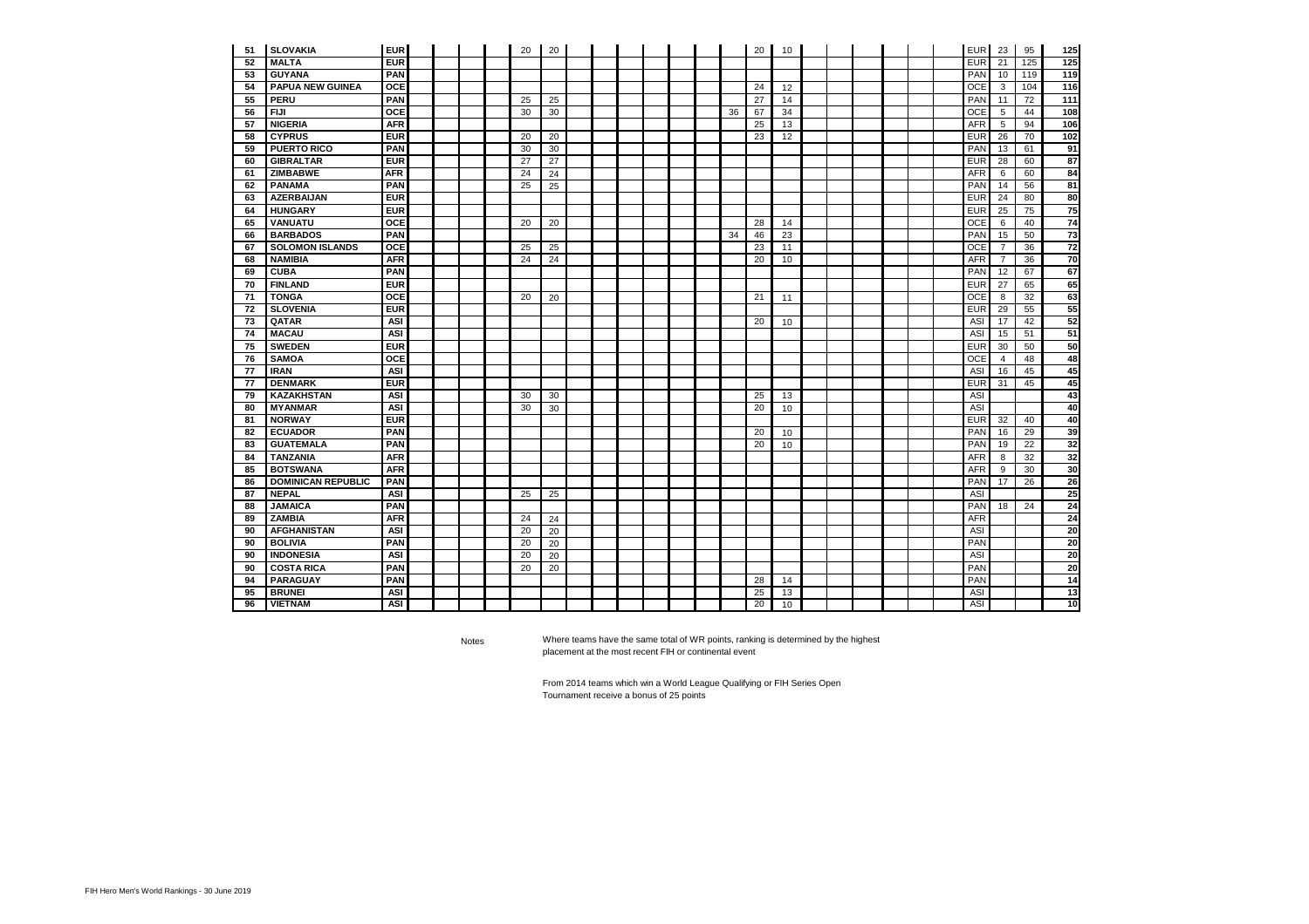| | | | | | | | | | | | | | | | | | | | | | | | | | | | | |
|---|---|---|---|---|---|---|---|---|---|---|---|---|---|---|---|---|---|---|---|---|---|---|---|---|---|---|---|---|
| 51 | SLOVAKIA | EUR | | | | | 20 | 20 | | | | | | | | 20 | 10 | | | | | | | | EUR | 23 | 95 | 125 |
| 52 | MALTA | EUR | | | | | | | | | | | | | | | | | | | | | | | EUR | 21 | 125 | 125 |
| 53 | GUYANA | PAN | | | | | | | | | | | | | | | | | | | | | | | PAN | 10 | 119 | 119 |
| 54 | PAPUA NEW GUINEA | OCE | | | | | | | | | | | | | | 24 | 12 | | | | | | | | OCE | 3 | 104 | 116 |
| 55 | PERU | PAN | | | | | 25 | 25 | | | | | | | | 27 | 14 | | | | | | | | PAN | 11 | 72 | 111 |
| 56 | FIJI | OCE | | | | | 30 | 30 | | | | | | | 36 | 67 | 34 | | | | | | | | OCE | 5 | 44 | 108 |
| 57 | NIGERIA | AFR | | | | | | | | | | | | | | 25 | 13 | | | | | | | | AFR | 5 | 94 | 106 |
| 58 | CYPRUS | EUR | | | | | 20 | 20 | | | | | | | | 23 | 12 | | | | | | | | EUR | 26 | 70 | 102 |
| 59 | PUERTO RICO | PAN | | | | | 30 | 30 | | | | | | | | | | | | | | | | | PAN | 13 | 61 | 91 |
| 60 | GIBRALTAR | EUR | | | | | 27 | 27 | | | | | | | | | | | | | | | | | EUR | 28 | 60 | 87 |
| 61 | ZIMBABWE | AFR | | | | | 24 | 24 | | | | | | | | | | | | | | | | | AFR | 6 | 60 | 84 |
| 62 | PANAMA | PAN | | | | | 25 | 25 | | | | | | | | | | | | | | | | | PAN | 14 | 56 | 81 |
| 63 | AZERBAIJAN | EUR | | | | | | | | | | | | | | | | | | | | | | | EUR | 24 | 80 | 80 |
| 64 | HUNGARY | EUR | | | | | | | | | | | | | | | | | | | | | | | EUR | 25 | 75 | 75 |
| 65 | VANUATU | OCE | | | | | 20 | 20 | | | | | | | | 28 | 14 | | | | | | | | OCE | 6 | 40 | 74 |
| 66 | BARBADOS | PAN | | | | | | | | | | | | | 34 | 46 | 23 | | | | | | | | PAN | 15 | 50 | 73 |
| 67 | SOLOMON ISLANDS | OCE | | | | | 25 | 25 | | | | | | | | 23 | 11 | | | | | | | | OCE | 7 | 36 | 72 |
| 68 | NAMIBIA | AFR | | | | | 24 | 24 | | | | | | | | 20 | 10 | | | | | | | | AFR | 7 | 36 | 70 |
| 69 | CUBA | PAN | | | | | | | | | | | | | | | | | | | | | | | PAN | 12 | 67 | 67 |
| 70 | FINLAND | EUR | | | | | | | | | | | | | | | | | | | | | | | EUR | 27 | 65 | 65 |
| 71 | TONGA | OCE | | | | | 20 | 20 | | | | | | | | 21 | 11 | | | | | | | | OCE | 8 | 32 | 63 |
| 72 | SLOVENIA | EUR | | | | | | | | | | | | | | | | | | | | | | | EUR | 29 | 55 | 55 |
| 73 | QATAR | ASI | | | | | | | | | | | | | | 20 | 10 | | | | | | | | ASI | 17 | 42 | 52 |
| 74 | MACAU | ASI | | | | | | | | | | | | | | | | | | | | | | | ASI | 15 | 51 | 51 |
| 75 | SWEDEN | EUR | | | | | | | | | | | | | | | | | | | | | | | EUR | 30 | 50 | 50 |
| 76 | SAMOA | OCE | | | | | | | | | | | | | | | | | | | | | | | OCE | 4 | 48 | 48 |
| 77 | IRAN | ASI | | | | | | | | | | | | | | | | | | | | | | | ASI | 16 | 45 | 45 |
| 77 | DENMARK | EUR | | | | | | | | | | | | | | | | | | | | | | | EUR | 31 | 45 | 45 |
| 79 | KAZAKHSTAN | ASI | | | | | 30 | 30 | | | | | | | | 25 | 13 | | | | | | | | ASI | | | 43 |
| 80 | MYANMAR | ASI | | | | | 30 | 30 | | | | | | | | 20 | 10 | | | | | | | | ASI | | | 40 |
| 81 | NORWAY | EUR | | | | | | | | | | | | | | | | | | | | | | | EUR | 32 | 40 | 40 |
| 82 | ECUADOR | PAN | | | | | | | | | | | | | | 20 | 10 | | | | | | | | PAN | 16 | 29 | 39 |
| 83 | GUATEMALA | PAN | | | | | | | | | | | | | | 20 | 10 | | | | | | | | PAN | 19 | 22 | 32 |
| 84 | TANZANIA | AFR | | | | | | | | | | | | | | | | | | | | | | | AFR | 8 | 32 | 32 |
| 85 | BOTSWANA | AFR | | | | | | | | | | | | | | | | | | | | | | | AFR | 9 | 30 | 30 |
| 86 | DOMINICAN REPUBLIC | PAN | | | | | | | | | | | | | | | | | | | | | | | PAN | 17 | 26 | 26 |
| 87 | NEPAL | ASI | | | | | 25 | 25 | | | | | | | | | | | | | | | | | ASI | | | 25 |
| 88 | JAMAICA | PAN | | | | | | | | | | | | | | | | | | | | | | | PAN | 18 | 24 | 24 |
| 89 | ZAMBIA | AFR | | | | | 24 | 24 | | | | | | | | | | | | | | | | | AFR | | | 24 |
| 90 | AFGHANISTAN | ASI | | | | | 20 | 20 | | | | | | | | | | | | | | | | | ASI | | | 20 |
| 90 | BOLIVIA | PAN | | | | | 20 | 20 | | | | | | | | | | | | | | | | | PAN | | | 20 |
| 90 | INDONESIA | ASI | | | | | 20 | 20 | | | | | | | | | | | | | | | | | ASI | | | 20 |
| 90 | COSTA RICA | PAN | | | | | 20 | 20 | | | | | | | | | | | | | | | | | PAN | | | 20 |
| 94 | PARAGUAY | PAN | | | | | | | | | | | | | | 28 | 14 | | | | | | | | PAN | | | 14 |
| 95 | BRUNEI | ASI | | | | | | | | | | | | | | 25 | 13 | | | | | | | | ASI | | | 13 |
| 96 | VIETNAM | ASI | | | | | | | | | | | | | | 20 | 10 | | | | | | | | ASI | | | 10 |

Notes

Where teams have the same total of WR points, ranking is determined by the highest placement at the most recent FIH or continental event

From 2014 teams which win a World League Qualifying or FIH Series Open Tournament receive a bonus of 25 points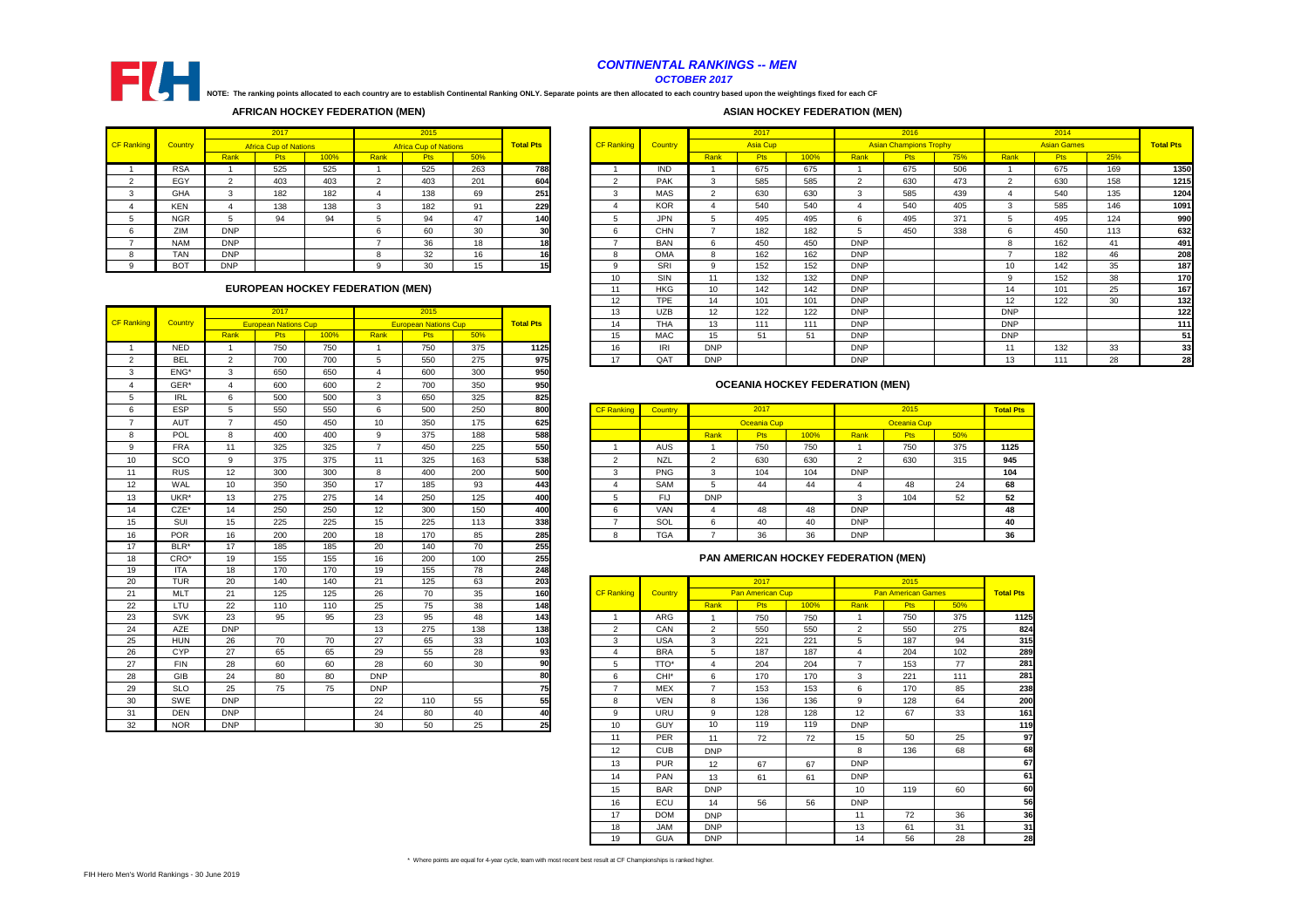# *CONTINENTAL RANKINGS -- MEN*

*OCTOBER 2017*

**NOTE: The ranking points allocated to each country are to establish Continental Ranking ONLY. Separate points are then allocated to each country based upon the weightings fixed for each CF**

## AFRICAN HOCKEY FEDERATION (MEN)

| CF Ranking | Country | 2017 Africa Cup of Nations | | | 2015 Africa Cup of Nations | | | Total Pts |
|---|---|---|---|---|---|---|---|---|
| | | Rank | Pts | 100% | Rank | Pts | 50% | |
| 1 | RSA | 1 | 525 | 525 | 1 | 525 | 263 | 788 |
| 2 | EGY | 2 | 403 | 403 | 2 | 403 | 201 | 604 |
| 3 | GHA | 3 | 182 | 182 | 4 | 138 | 69 | 251 |
| 4 | KEN | 4 | 138 | 138 | 3 | 182 | 91 | 229 |
| 5 | NGR | 5 | 94 | 94 | 5 | 94 | 47 | 140 |
| 6 | ZIM | DNP | | | 6 | 60 | 30 | 30 |
| 7 | NAM | DNP | | | 7 | 36 | 18 | 18 |
| 8 | TAN | DNP | | | 8 | 32 | 16 | 16 |
| 9 | BOT | DNP | | | 9 | 30 | 15 | 15 |

## EUROPEAN HOCKEY FEDERATION (MEN)

| CF Ranking | Country | 2017 European Nations Cup | | | 2015 European Nations Cup | | | Total Pts |
|---|---|---|---|---|---|---|---|---|
| | | Rank | Pts | 100% | Rank | Pts | 50% | |
| 1 | NED | 1 | 750 | 750 | 1 | 750 | 375 | 1125 |
| 2 | BEL | 2 | 700 | 700 | 5 | 550 | 275 | 975 |
| 3 | ENG* | 3 | 650 | 650 | 4 | 600 | 300 | 950 |
| 4 | GER* | 4 | 600 | 600 | 2 | 700 | 350 | 950 |
| 5 | IRL | 6 | 500 | 500 | 3 | 650 | 325 | 825 |
| 6 | ESP | 5 | 550 | 550 | 6 | 500 | 250 | 800 |
| 7 | AUT | 7 | 450 | 450 | 10 | 350 | 175 | 625 |
| 8 | POL | 8 | 400 | 400 | 9 | 375 | 188 | 588 |
| 9 | FRA | 11 | 325 | 325 | 7 | 450 | 225 | 550 |
| 10 | SCO | 9 | 375 | 375 | 11 | 325 | 163 | 538 |
| 11 | RUS | 12 | 300 | 300 | 8 | 400 | 200 | 500 |
| 12 | WAL | 10 | 350 | 350 | 17 | 185 | 93 | 443 |
| 13 | UKR* | 13 | 275 | 275 | 14 | 250 | 125 | 400 |
| 14 | CZE* | 14 | 250 | 250 | 12 | 300 | 150 | 400 |
| 15 | SUI | 15 | 225 | 225 | 15 | 225 | 113 | 338 |
| 16 | POR | 16 | 200 | 200 | 18 | 170 | 85 | 285 |
| 17 | BLR* | 17 | 185 | 185 | 20 | 140 | 70 | 255 |
| 18 | CRO* | 19 | 155 | 155 | 16 | 200 | 100 | 255 |
| 19 | ITA | 18 | 170 | 170 | 19 | 155 | 78 | 248 |
| 20 | TUR | 20 | 140 | 140 | 21 | 125 | 63 | 203 |
| 21 | MLT | 21 | 125 | 125 | 26 | 70 | 35 | 160 |
| 22 | LTU | 22 | 110 | 110 | 25 | 75 | 38 | 148 |
| 23 | SVK | 23 | 95 | 95 | 23 | 95 | 48 | 143 |
| 24 | AZE | DNP | | | 13 | 275 | 138 | 138 |
| 25 | HUN | 26 | 70 | 70 | 27 | 65 | 33 | 103 |
| 26 | CYP | 27 | 65 | 65 | 29 | 55 | 28 | 93 |
| 27 | FIN | 28 | 60 | 60 | 28 | 60 | 30 | 90 |
| 28 | GIB | 24 | 80 | 80 | DNP | | | 80 |
| 29 | SLO | 25 | 75 | 75 | DNP | | | 75 |
| 30 | SWE | DNP | | | 22 | 110 | 55 | 55 |
| 31 | DEN | DNP | | | 24 | 80 | 40 | 40 |
| 32 | NOR | DNP | | | 30 | 50 | 25 | 25 |

## ASIAN HOCKEY FEDERATION (MEN)

| CF Ranking | Country | 2017 Asia Cup | | | 2016 Asian Champions Trophy | | | 2014 Asian Games | | | Total Pts |
|---|---|---|---|---|---|---|---|---|---|---|---|
| | | Rank | Pts | 100% | Rank | Pts | 75% | Rank | Pts | 25% | |
| 1 | IND | 1 | 675 | 675 | 1 | 675 | 506 | 1 | 675 | 169 | 1350 |
| 2 | PAK | 3 | 585 | 585 | 2 | 630 | 473 | 2 | 630 | 158 | 1215 |
| 3 | MAS | 2 | 630 | 630 | 3 | 585 | 439 | 4 | 540 | 135 | 1204 |
| 4 | KOR | 4 | 540 | 540 | 4 | 540 | 405 | 3 | 585 | 146 | 1091 |
| 5 | JPN | 5 | 495 | 495 | 6 | 495 | 371 | 5 | 495 | 124 | 990 |
| 6 | CHN | 7 | 182 | 182 | 5 | 450 | 338 | 6 | 450 | 113 | 632 |
| 7 | BAN | 6 | 450 | 450 | DNP | | | 8 | 162 | 41 | 491 |
| 8 | OMA | 8 | 162 | 162 | DNP | | | 7 | 182 | 46 | 208 |
| 9 | SRI | 9 | 152 | 152 | DNP | | | 10 | 142 | 35 | 187 |
| 10 | SIN | 11 | 132 | 132 | DNP | | | 9 | 152 | 38 | 170 |
| 11 | HKG | 10 | 142 | 142 | DNP | | | 14 | 101 | 25 | 167 |
| 12 | TPE | 14 | 101 | 101 | DNP | | | 12 | 122 | 30 | 132 |
| 13 | UZB | 12 | 122 | 122 | DNP | | | DNP | | | 122 |
| 14 | THA | 13 | 111 | 111 | DNP | | | DNP | | | 111 |
| 15 | MAC | 15 | 51 | 51 | DNP | | | DNP | | | 51 |
| 16 | IRI | DNP | | | DNP | | | 11 | 132 | 33 | 33 |
| 17 | QAT | DNP | | | DNP | | | 13 | 111 | 28 | 28 |

## OCEANIA HOCKEY FEDERATION (MEN)

| CF Ranking | Country | 2017 Oceania Cup | | | 2015 Oceania Cup | | | Total Pts |
|---|---|---|---|---|---|---|---|---|
| | | Rank | Pts | 100% | Rank | Pts | 50% | |
| 1 | AUS | 1 | 750 | 750 | 1 | 750 | 375 | 1125 |
| 2 | NZL | 2 | 630 | 630 | 2 | 630 | 315 | 945 |
| 3 | PNG | 3 | 104 | 104 | DNP | | | 104 |
| 4 | SAM | 5 | 44 | 44 | 4 | 48 | 24 | 68 |
| 5 | FIJ | DNP | | | 3 | 104 | 52 | 52 |
| 6 | VAN | 4 | 48 | 48 | DNP | | | 48 |
| 7 | SOL | 6 | 40 | 40 | DNP | | | 40 |
| 8 | TGA | 7 | 36 | 36 | DNP | | | 36 |

## PAN AMERICAN HOCKEY FEDERATION (MEN)

| CF Ranking | Country | 2017 Pan American Cup | | | 2015 Pan American Games | | | Total Pts |
|---|---|---|---|---|---|---|---|---|
| | | Rank | Pts | 100% | Rank | Pts | 50% | |
| 1 | ARG | 1 | 750 | 750 | 1 | 750 | 375 | 1125 |
| 2 | CAN | 2 | 550 | 550 | 2 | 550 | 275 | 824 |
| 3 | USA | 3 | 221 | 221 | 5 | 187 | 94 | 315 |
| 4 | BRA | 5 | 187 | 187 | 4 | 204 | 102 | 289 |
| 5 | TTO* | 4 | 204 | 204 | 7 | 153 | 77 | 281 |
| 6 | CHI* | 6 | 170 | 170 | 3 | 221 | 111 | 281 |
| 7 | MEX | 7 | 153 | 153 | 6 | 170 | 85 | 238 |
| 8 | VEN | 8 | 136 | 136 | 9 | 128 | 64 | 200 |
| 9 | URU | 9 | 128 | 128 | 12 | 67 | 33 | 161 |
| 10 | GUY | 10 | 119 | 119 | DNP | | | 119 |
| 11 | PER | 11 | 72 | 72 | 15 | 50 | 25 | 97 |
| 12 | CUB | DNP | | | 8 | 136 | 68 | 68 |
| 13 | PUR | 12 | 67 | 67 | DNP | | | 67 |
| 14 | PAN | 13 | 61 | 61 | DNP | | | 61 |
| 15 | BAR | DNP | | | 10 | 119 | 60 | 60 |
| 16 | ECU | 14 | 56 | 56 | DNP | | | 56 |
| 17 | DOM | DNP | | | 11 | 72 | 36 | 36 |
| 18 | JAM | DNP | | | 13 | 61 | 31 | 31 |
| 19 | GUA | DNP | | | 14 | 56 | 28 | 28 |

\* Where points are equal for 4-year cycle, team with most recent best result at CF Championships is ranked higher.

FIH Hero Men's World Rankings - 30 June 2019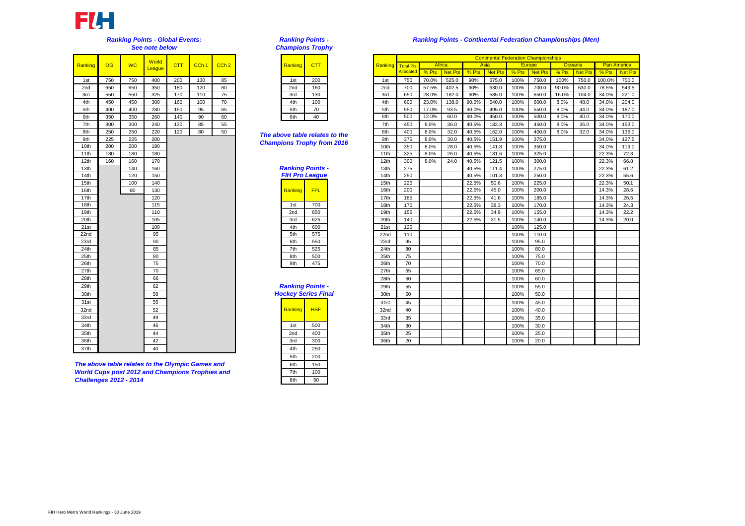FIH

### *Ranking Points - Global Events: See note below*

| Ranking | OG | WC | World League | CTT | CCh 1 | CCh 2 |
|---|---|---|---|---|---|---|
| 1st | 750 | 750 | 400 | 200 | 130 | 85 |
| 2nd | 650 | 650 | 350 | 180 | 120 | 80 |
| 3rd | 550 | 550 | 325 | 170 | 110 | 75 |
| 4th | 450 | 450 | 300 | 160 | 100 | 70 |
| 5th | 400 | 400 | 280 | 150 | 95 | 65 |
| 6th | 350 | 350 | 260 | 140 | 90 | 60 |
| 7th | 300 | 300 | 240 | 130 | 85 | 55 |
| 8th | 250 | 250 | 220 | 120 | 80 | 50 |
| 9th | 225 | 225 | 200 | | | |
| 10th | 200 | 200 | 190 | | | |
| 11th | 180 | 180 | 180 | | | |
| 12th | 160 | 160 | 170 | | | |
| 13th | | 140 | 160 | | | |
| 14th | | 120 | 150 | | | |
| 15th | | 100 | 140 | | | |
| 16th | | 80 | 130 | | | |
| 17th | | | 120 | | | |
| 18th | | | 115 | | | |
| 19th | | | 110 | | | |
| 20th | | | 105 | | | |
| 21st | | | 100 | | | |
| 22nd | | | 95 | | | |
| 23rd | | | 90 | | | |
| 24th | | | 85 | | | |
| 25th | | | 80 | | | |
| 26th | | | 75 | | | |
| 27th | | | 70 | | | |
| 28th | | | 66 | | | |
| 29th | | | 62 | | | |
| 30th | | | 58 | | | |
| 31st | | | 55 | | | |
| 32nd | | | 52 | | | |
| 33rd | | | 49 | | | |
| 34th | | | 46 | | | |
| 35th | | | 44 | | | |
| 36th | | | 42 | | | |
| 37th | | | 40 | | | |

***The above table relates to the Olympic Games and World Cups post 2012 and Champions Trophies and Challenges 2012 - 2014***

### *Ranking Points - Champions Trophy*

| Ranking | CTT |
|---|---|
| 1st | 200 |
| 2nd | 160 |
| 3rd | 130 |
| 4th | 100 |
| 5th | 70 |
| 6th | 40 |

***The above table relates to the Champions Trophy from 2016***

### *Ranking Points - FIH Pro League*

| Ranking | FPL |
|---|---|
| 1st | 700 |
| 2nd | 650 |
| 3rd | 625 |
| 4th | 600 |
| 5th | 575 |
| 6th | 550 |
| 7th | 525 |
| 8th | 500 |
| 9th | 475 |

### *Ranking Points - Hockey Series Final*

| Ranking | HSF |
|---|---|
| 1st | 500 |
| 2nd | 400 |
| 3rd | 300 |
| 4th | 250 |
| 5th | 200 |
| 6th | 150 |
| 7th | 100 |
| 8th | 50 |

### *Ranking Points - Continental Federation Championships (Men)*

| Ranking | Continental Federation Championships | | | | | | | | | | |
|---|---|---|---|---|---|---|---|---|---|---|---|
| | Total Pts Allocated | Africa | | Asia | | Europe | | Oceania | | Pan America | |
| | | % Pts | Net Pts | % Pts | Net Pts | % Pts | Net Pts | % Pts | Net Pts | % Pts | Net Pts |
| 1st | 750 | 70.0% | 525.0 | 90% | 675.0 | 100% | 750.0 | 100% | 750.0 | 100.0% | 750.0 |
| 2nd | 700 | 57.5% | 402.5 | 90% | 630.0 | 100% | 700.0 | 90.0% | 630.0 | 78.5% | 549.5 |
| 3rd | 650 | 28.0% | 182.0 | 90% | 585.0 | 100% | 650.0 | 16.0% | 104.0 | 34.0% | 221.0 |
| 4th | 600 | 23.0% | 138.0 | 90.0% | 540.0 | 100% | 600.0 | 8.0% | 48.0 | 34.0% | 204.0 |
| 5th | 550 | 17.0% | 93.5 | 90.0% | 495.0 | 100% | 550.0 | 8.0% | 44.0 | 34.0% | 187.0 |
| 6th | 500 | 12.0% | 60.0 | 90.0% | 450.0 | 100% | 500.0 | 8.0% | 40.0 | 34.0% | 170.0 |
| 7th | 450 | 8.0% | 36.0 | 40.5% | 182.3 | 100% | 450.0 | 8.0% | 36.0 | 34.0% | 153.0 |
| 8th | 400 | 8.0% | 32.0 | 40.5% | 162.0 | 100% | 400.0 | 8.0% | 32.0 | 34.0% | 136.0 |
| 9th | 375 | 8.0% | 30.0 | 40.5% | 151.9 | 100% | 375.0 | | | 34.0% | 127.5 |
| 10th | 350 | 8.0% | 28.0 | 40.5% | 141.8 | 100% | 350.0 | | | 34.0% | 119.0 |
| 11th | 325 | 8.0% | 26.0 | 40.5% | 131.6 | 100% | 325.0 | | | 22.3% | 72.3 |
| 12th | 300 | 8.0% | 24.0 | 40.5% | 121.5 | 100% | 300.0 | | | 22.3% | 66.8 |
| 13th | 275 | | | 40.5% | 111.4 | 100% | 275.0 | | | 22.3% | 61.2 |
| 14th | 250 | | | 40.5% | 101.3 | 100% | 250.0 | | | 22.3% | 55.6 |
| 15th | 225 | | | 22.5% | 50.6 | 100% | 225.0 | | | 22.3% | 50.1 |
| 16th | 200 | | | 22.5% | 45.0 | 100% | 200.0 | | | 14.3% | 28.6 |
| 17th | 185 | | | 22.5% | 41.6 | 100% | 185.0 | | | 14.3% | 26.5 |
| 18th | 170 | | | 22.5% | 38.3 | 100% | 170.0 | | | 14.3% | 24.3 |
| 19th | 155 | | | 22.5% | 34.9 | 100% | 155.0 | | | 14.3% | 22.2 |
| 20th | 140 | | | 22.5% | 31.5 | 100% | 140.0 | | | 14.3% | 20.0 |
| 21st | 125 | | | | | 100% | 125.0 | | | | |
| 22nd | 110 | | | | | 100% | 110.0 | | | | |
| 23rd | 95 | | | | | 100% | 95.0 | | | | |
| 24th | 80 | | | | | 100% | 80.0 | | | | |
| 25th | 75 | | | | | 100% | 75.0 | | | | |
| 26th | 70 | | | | | 100% | 70.0 | | | | |
| 27th | 65 | | | | | 100% | 65.0 | | | | |
| 28th | 60 | | | | | 100% | 60.0 | | | | |
| 29th | 55 | | | | | 100% | 55.0 | | | | |
| 30th | 50 | | | | | 100% | 50.0 | | | | |
| 31st | 45 | | | | | 100% | 45.0 | | | | |
| 32nd | 40 | | | | | 100% | 40.0 | | | | |
| 33rd | 35 | | | | | 100% | 35.0 | | | | |
| 34th | 30 | | | | | 100% | 30.0 | | | | |
| 35th | 25 | | | | | 100% | 25.0 | | | | |
| 36th | 20 | | | | | 100% | 20.0 | | | | |